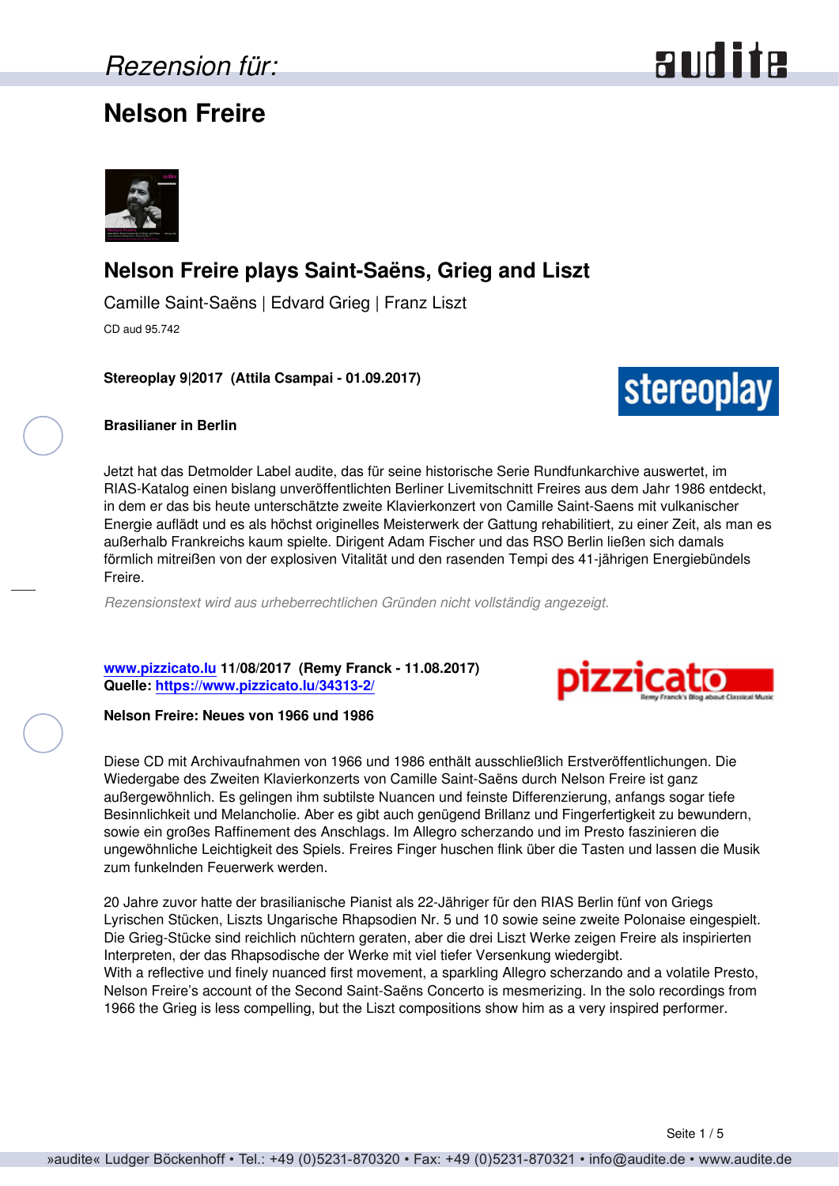Rezension für:

# Nelson Freire

## Nelson Freire plays Saint-Saëns, Grieg and Liszt

Camille Saint-Saëns | Edvard Grieg | Franz Liszt

CD aud 95.742

**Stereoplay 9|2017 (Attila Csampai - 01.09.2017)**

**Brasilianer in Berlin**

Jetzt hat das Detmolder Label audite, das für seine historische Serie Rundfunkarchive auswertet, im RIAS-Katalog einen bislang unveröffentlichten Berliner Livemitschnitt Freires aus dem Jahr 1986 entdeckt, in dem er das bis heute unterschätzte zweite Klavierkonzert von Camille Saint-Saens mit vulkanischer Energie auflädt und es als höchst originelles Meisterwerk der Gattung rehabilitiert, zu einer Zeit, als man es außerhalb Frankreichs kaum spielte. Dirigent Adam Fischer und das RSO Berlin ließen sich damals förmlich mitreißen von der explosiven Vitalität und den rasenden Tempi des 41-jährigen Energiebündels Freire.

*Rezensionstext wird aus urheberrechtlichen Gründen nicht vollständig angezeigt.*

**www.pizzicato.lu 11/08/2017 (Remy Franck - 11.08.2017)**
**Quelle: https://www.pizzicato.lu/34313-2/**

**Nelson Freire: Neues von 1966 und 1986**

Diese CD mit Archivaufnahmen von 1966 und 1986 enthält ausschließlich Erstveröffentlichungen. Die Wiedergabe des Zweiten Klavierkonzerts von Camille Saint-Saëns durch Nelson Freire ist ganz außergewöhnlich. Es gelingen ihm subtilste Nuancen und feinste Differenzierung, anfangs sogar tiefe Besinnlichkeit und Melancholie. Aber es gibt auch genügend Brillanz und Fingerfertigkeit zu bewundern, sowie ein großes Raffinement des Anschlags. Im Allegro scherzando und im Presto faszinieren die ungewöhnliche Leichtigkeit des Spiels. Freires Finger huschen flink über die Tasten und lassen die Musik zum funkelnden Feuerwerk werden.

20 Jahre zuvor hatte der brasilianische Pianist als 22-Jähriger für den RIAS Berlin fünf von Griegs Lyrischen Stücken, Liszts Ungarische Rhapsodien Nr. 5 und 10 sowie seine zweite Polonaise eingespielt. Die Grieg-Stücke sind reichlich nüchtern geraten, aber die drei Liszt Werke zeigen Freire als inspirierten Interpreten, der das Rhapsodische der Werke mit viel tiefer Versenkung wiedergibt.
With a reflective und finely nuanced first movement, a sparkling Allegro scherzando and a volatile Presto, Nelson Freire's account of the Second Saint-Saëns Concerto is mesmerizing. In the solo recordings from 1966 the Grieg is less compelling, but the Liszt compositions show him as a very inspired performer.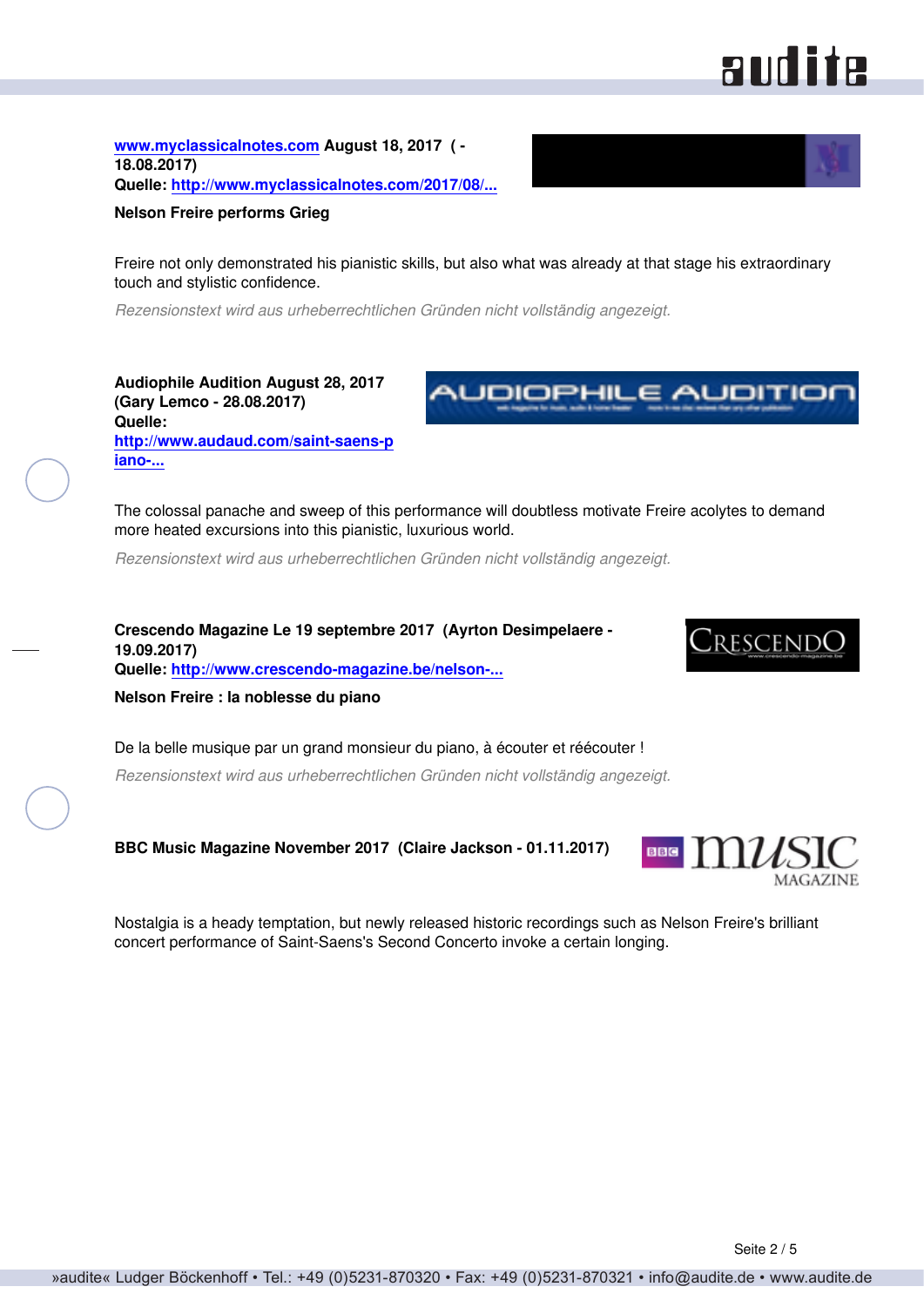**www.myclassicalnotes.com August 18, 2017 ( - 18.08.2017)**
**Quelle: http://www.myclassicalnotes.com/2017/08/...**

**Nelson Freire performs Grieg**

Freire not only demonstrated his pianistic skills, but also what was already at that stage his extraordinary touch and stylistic confidence.

*Rezensionstext wird aus urheberrechtlichen Gründen nicht vollständig angezeigt.*

**Audiophile Audition August 28, 2017 (Gary Lemco - 28.08.2017)**
**Quelle: http://www.audaud.com/saint-saens-piano-...**

The colossal panache and sweep of this performance will doubtless motivate Freire acolytes to demand more heated excursions into this pianistic, luxurious world.

*Rezensionstext wird aus urheberrechtlichen Gründen nicht vollständig angezeigt.*

**Crescendo Magazine Le 19 septembre 2017 (Ayrton Desimpelaere - 19.09.2017)**
**Quelle: http://www.crescendo-magazine.be/nelson-...**

**Nelson Freire : la noblesse du piano**

De la belle musique par un grand monsieur du piano, à écouter et réécouter !

*Rezensionstext wird aus urheberrechtlichen Gründen nicht vollständig angezeigt.*

**BBC Music Magazine November 2017 (Claire Jackson - 01.11.2017)**

Nostalgia is a heady temptation, but newly released historic recordings such as Nelson Freire's brilliant concert performance of Saint-Saens's Second Concerto invoke a certain longing.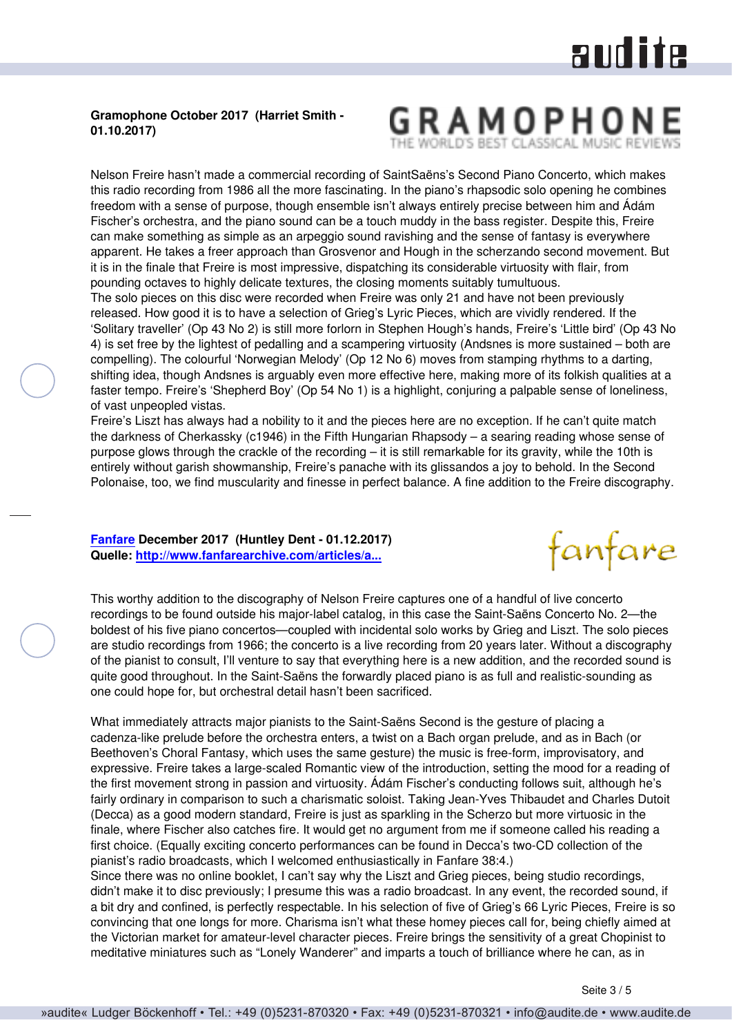**Gramophone October 2017 (Harriet Smith - 01.10.2017)**

Nelson Freire hasn't made a commercial recording of SaintSaëns's Second Piano Concerto, which makes this radio recording from 1986 all the more fascinating. In the piano's rhapsodic solo opening he combines freedom with a sense of purpose, though ensemble isn't always entirely precise between him and Ádám Fischer's orchestra, and the piano sound can be a touch muddy in the bass register. Despite this, Freire can make something as simple as an arpeggio sound ravishing and the sense of fantasy is everywhere apparent. He takes a freer approach than Grosvenor and Hough in the scherzando second movement. But it is in the finale that Freire is most impressive, dispatching its considerable virtuosity with flair, from pounding octaves to highly delicate textures, the closing moments suitably tumultuous.
The solo pieces on this disc were recorded when Freire was only 21 and have not been previously released. How good it is to have a selection of Grieg's Lyric Pieces, which are vividly rendered. If the 'Solitary traveller' (Op 43 No 2) is still more forlorn in Stephen Hough's hands, Freire's 'Little bird' (Op 43 No 4) is set free by the lightest of pedalling and a scampering virtuosity (Andsnes is more sustained – both are compelling). The colourful 'Norwegian Melody' (Op 12 No 6) moves from stamping rhythms to a darting, shifting idea, though Andsnes is arguably even more effective here, making more of its folkish qualities at a faster tempo. Freire's 'Shepherd Boy' (Op 54 No 1) is a highlight, conjuring a palpable sense of loneliness, of vast unpeopled vistas.
Freire's Liszt has always had a nobility to it and the pieces here are no exception. If he can't quite match the darkness of Cherkassky (c1946) in the Fifth Hungarian Rhapsody – a searing reading whose sense of purpose glows through the crackle of the recording – it is still remarkable for its gravity, while the 10th is entirely without garish showmanship, Freire's panache with its glissandos a joy to behold. In the Second Polonaise, too, we find muscularity and finesse in perfect balance. A fine addition to the Freire discography.

**Fanfare December 2017 (Huntley Dent - 01.12.2017)**
**Quelle: http://www.fanfarearchive.com/articles/a...**

This worthy addition to the discography of Nelson Freire captures one of a handful of live concerto recordings to be found outside his major-label catalog, in this case the Saint-Saëns Concerto No. 2—the boldest of his five piano concertos—coupled with incidental solo works by Grieg and Liszt. The solo pieces are studio recordings from 1966; the concerto is a live recording from 20 years later. Without a discography of the pianist to consult, I'll venture to say that everything here is a new addition, and the recorded sound is quite good throughout. In the Saint-Saëns the forwardly placed piano is as full and realistic-sounding as one could hope for, but orchestral detail hasn't been sacrificed.

What immediately attracts major pianists to the Saint-Saëns Second is the gesture of placing a cadenza-like prelude before the orchestra enters, a twist on a Bach organ prelude, and as in Bach (or Beethoven's Choral Fantasy, which uses the same gesture) the music is free-form, improvisatory, and expressive. Freire takes a large-scaled Romantic view of the introduction, setting the mood for a reading of the first movement strong in passion and virtuosity. Ádám Fischer's conducting follows suit, although he's fairly ordinary in comparison to such a charismatic soloist. Taking Jean-Yves Thibaudet and Charles Dutoit (Decca) as a good modern standard, Freire is just as sparkling in the Scherzo but more virtuosic in the finale, where Fischer also catches fire. It would get no argument from me if someone called his reading a first choice. (Equally exciting concerto performances can be found in Decca's two-CD collection of the pianist's radio broadcasts, which I welcomed enthusiastically in Fanfare 38:4.)
Since there was no online booklet, I can't say why the Liszt and Grieg pieces, being studio recordings, didn't make it to disc previously; I presume this was a radio broadcast. In any event, the recorded sound, if a bit dry and confined, is perfectly respectable. In his selection of five of Grieg's 66 Lyric Pieces, Freire is so convincing that one longs for more. Charisma isn't what these homey pieces call for, being chiefly aimed at the Victorian market for amateur-level character pieces. Freire brings the sensitivity of a great Chopinist to meditative miniatures such as "Lonely Wanderer" and imparts a touch of brilliance where he can, as in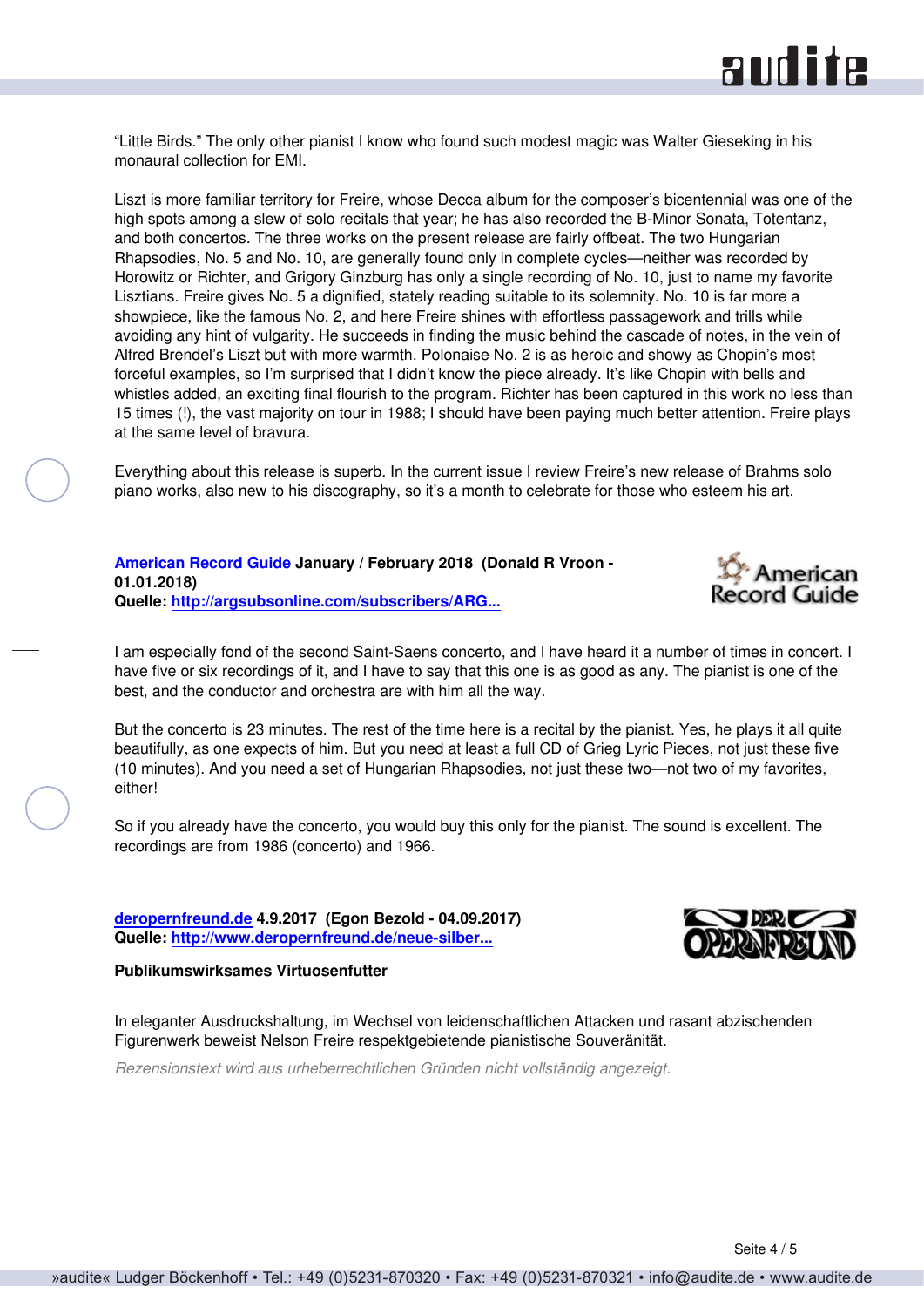"Little Birds." The only other pianist I know who found such modest magic was Walter Gieseking in his monaural collection for EMI.

Liszt is more familiar territory for Freire, whose Decca album for the composer's bicentennial was one of the high spots among a slew of solo recitals that year; he has also recorded the B-Minor Sonata, Totentanz, and both concertos. The three works on the present release are fairly offbeat. The two Hungarian Rhapsodies, No. 5 and No. 10, are generally found only in complete cycles—neither was recorded by Horowitz or Richter, and Grigory Ginzburg has only a single recording of No. 10, just to name my favorite Lisztians. Freire gives No. 5 a dignified, stately reading suitable to its solemnity. No. 10 is far more a showpiece, like the famous No. 2, and here Freire shines with effortless passagework and trills while avoiding any hint of vulgarity. He succeeds in finding the music behind the cascade of notes, in the vein of Alfred Brendel's Liszt but with more warmth. Polonaise No. 2 is as heroic and showy as Chopin's most forceful examples, so I'm surprised that I didn't know the piece already. It's like Chopin with bells and whistles added, an exciting final flourish to the program. Richter has been captured in this work no less than 15 times (!), the vast majority on tour in 1988; I should have been paying much better attention. Freire plays at the same level of bravura.

Everything about this release is superb. In the current issue I review Freire's new release of Brahms solo piano works, also new to his discography, so it's a month to celebrate for those who esteem his art.

**American Record Guide January / February 2018 (Donald R Vroon - 01.01.2018)**
**Quelle: http://argsubsonline.com/subscribers/ARG...**

I am especially fond of the second Saint-Saens concerto, and I have heard it a number of times in concert. I have five or six recordings of it, and I have to say that this one is as good as any. The pianist is one of the best, and the conductor and orchestra are with him all the way.

But the concerto is 23 minutes. The rest of the time here is a recital by the pianist. Yes, he plays it all quite beautifully, as one expects of him. But you need at least a full CD of Grieg Lyric Pieces, not just these five (10 minutes). And you need a set of Hungarian Rhapsodies, not just these two—not two of my favorites, either!

So if you already have the concerto, you would buy this only for the pianist. The sound is excellent. The recordings are from 1986 (concerto) and 1966.

**deropernfreund.de 4.9.2017 (Egon Bezold - 04.09.2017)**
**Quelle: http://www.deropernfreund.de/neue-silber...**

**Publikumswirksames Virtuosenfutter**

In eleganter Ausdruckshaltung, im Wechsel von leidenschaftlichen Attacken und rasant abzischenden Figurenwerk beweist Nelson Freire respektgebietende pianistische Souveränität.

*Rezensionstext wird aus urheberrechtlichen Gründen nicht vollständig angezeigt.*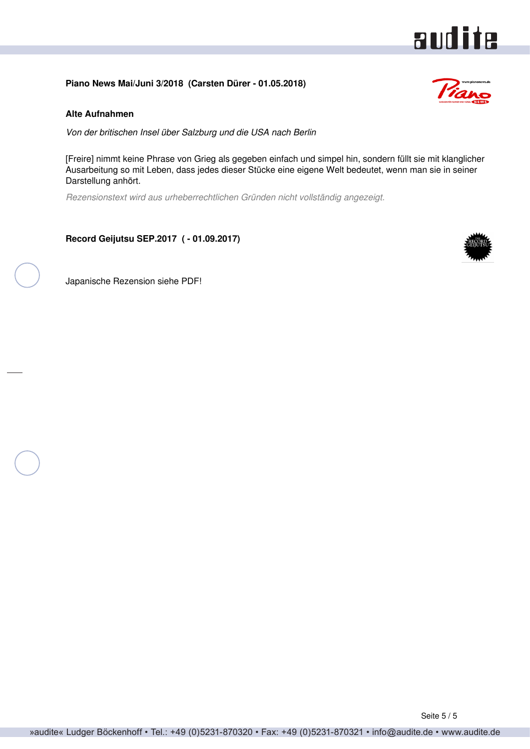**Piano News Mai/Juni 3/2018 (Carsten Dürer - 01.05.2018)**

**Alte Aufnahmen**

*Von der britischen Insel über Salzburg und die USA nach Berlin*

[Freire] nimmt keine Phrase von Grieg als gegeben einfach und simpel hin, sondern füllt sie mit klanglicher Ausarbeitung so mit Leben, dass jedes dieser Stücke eine eigene Welt bedeutet, wenn man sie in seiner Darstellung anhört.

*Rezensionstext wird aus urheberrechtlichen Gründen nicht vollständig angezeigt.*

**Record Geijutsu SEP.2017 ( - 01.09.2017)**

Japanische Rezension siehe PDF!